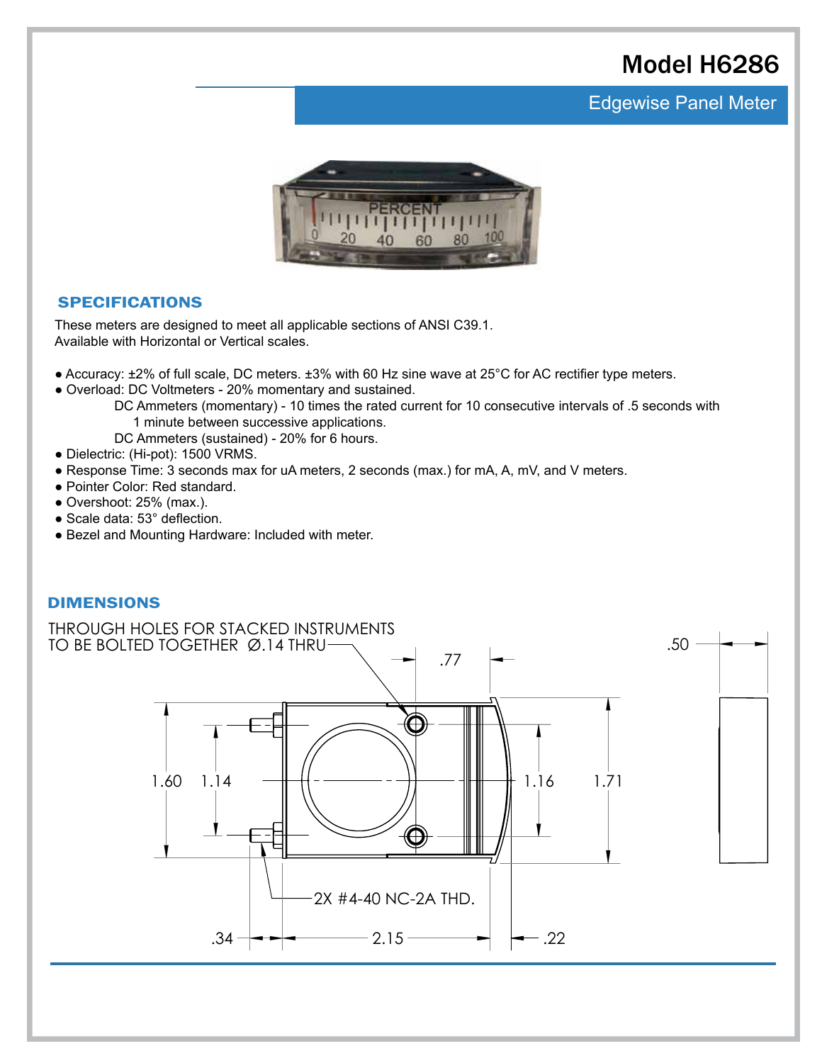# Model H6286

## Edgewise Panel Meter

## SPECIFICATIONS

These meters are designed to meet all applicable sections of ANSI C39.1.
Available with Horizontal or Vertical scales.

- Accuracy: ±2% of full scale, DC meters. ±3% with 60 Hz sine wave at 25°C for AC rectifier type meters.
- Overload: DC Voltmeters - 20% momentary and sustained.
  DC Ammeters (momentary) - 10 times the rated current for 10 consecutive intervals of .5 seconds with 1 minute between successive applications.
  DC Ammeters (sustained) - 20% for 6 hours.
- Dielectric: (Hi-pot): 1500 VRMS.
- Response Time: 3 seconds max for uA meters, 2 seconds (max.) for mA, A, mV, and V meters.
- Pointer Color: Red standard.
- Overshoot: 25% (max.).
- Scale data: 53° deflection.
- Bezel and Mounting Hardware: Included with meter.

## DIMENSIONS

THROUGH HOLES FOR STACKED INSTRUMENTS TO BE BOLTED TOGETHER Ø.14 THRU

.77 &nbsp; .50

1.60 &nbsp; 1.14 &nbsp; 1.16 &nbsp; 1.71

2X #4-40 NC-2A THD.

.34 &nbsp; 2.15 &nbsp; .22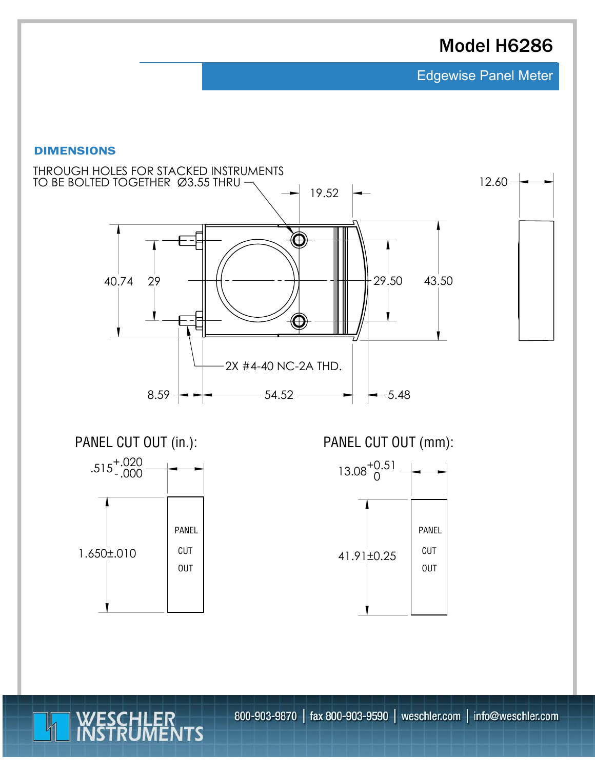# Model H6286

Edgewise Panel Meter

## DIMENSIONS

THROUGH HOLES FOR STACKED INSTRUMENTS TO BE BOLTED TOGETHER Ø3.55 THRU

19.52

12.60

40.74

29

29.50

43.50

2X #4-40 NC-2A THD.

8.59

54.52

5.48

PANEL CUT OUT (in.):

$.515^{+.020}_{-.000}$

1.650±.010

PANEL CUT OUT

PANEL CUT OUT (mm):

$13.08^{+0.51}_{0}$

41.91±0.25

PANEL CUT OUT

WESCHLER INSTRUMENTS

800-903-9870 | fax 800-903-9590 | weschler.com | info@weschler.com